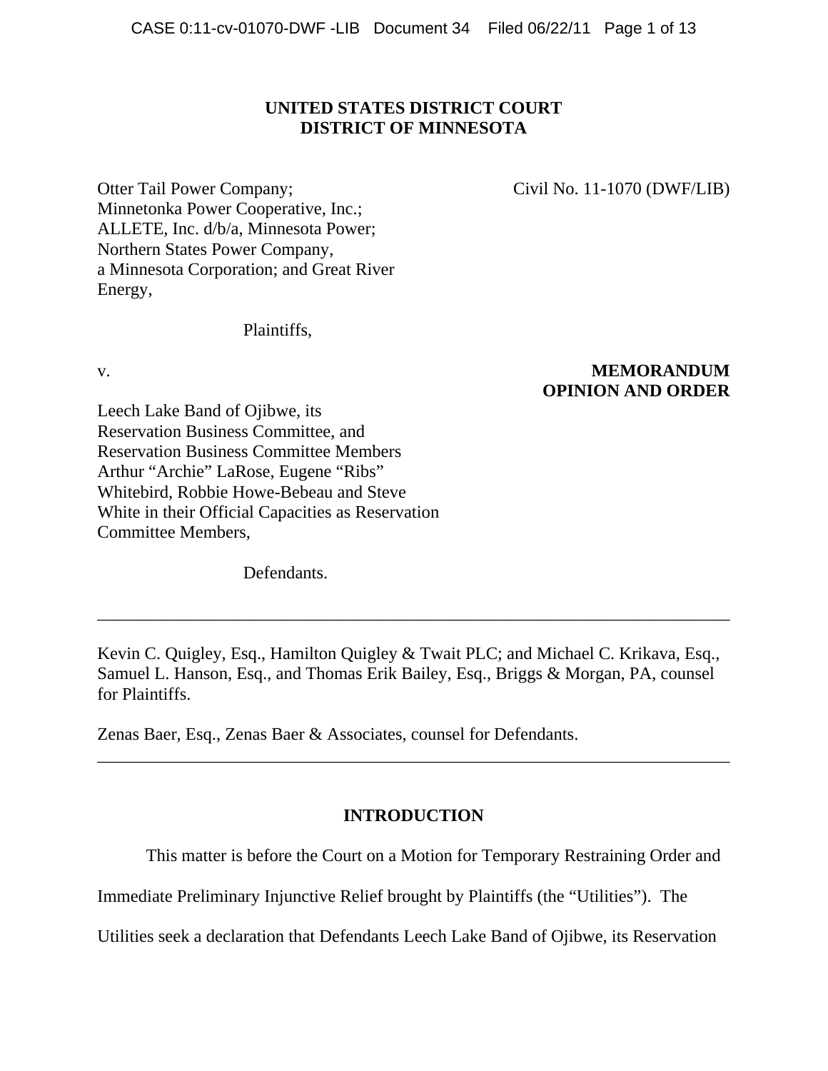**UNITED STATES DISTRICT COURT**
**DISTRICT OF MINNESOTA**

Otter Tail Power Company;
Minnetonka Power Cooperative, Inc.;
ALLETE, Inc. d/b/a, Minnesota Power;
Northern States Power Company,
a Minnesota Corporation; and Great River
Energy,

Plaintiffs,

Civil No. 11-1070 (DWF/LIB)

v.

**MEMORANDUM OPINION AND ORDER**

Leech Lake Band of Ojibwe, its
Reservation Business Committee, and
Reservation Business Committee Members
Arthur "Archie" LaRose, Eugene "Ribs"
Whitebird, Robbie Howe-Bebeau and Steve
White in their Official Capacities as Reservation
Committee Members,

Defendants.

---

Kevin C. Quigley, Esq., Hamilton Quigley & Twait PLC; and Michael C. Krikava, Esq., Samuel L. Hanson, Esq., and Thomas Erik Bailey, Esq., Briggs & Morgan, PA, counsel for Plaintiffs.

Zenas Baer, Esq., Zenas Baer & Associates, counsel for Defendants.

---

## INTRODUCTION

This matter is before the Court on a Motion for Temporary Restraining Order and Immediate Preliminary Injunctive Relief brought by Plaintiffs (the "Utilities"). The Utilities seek a declaration that Defendants Leech Lake Band of Ojibwe, its Reservation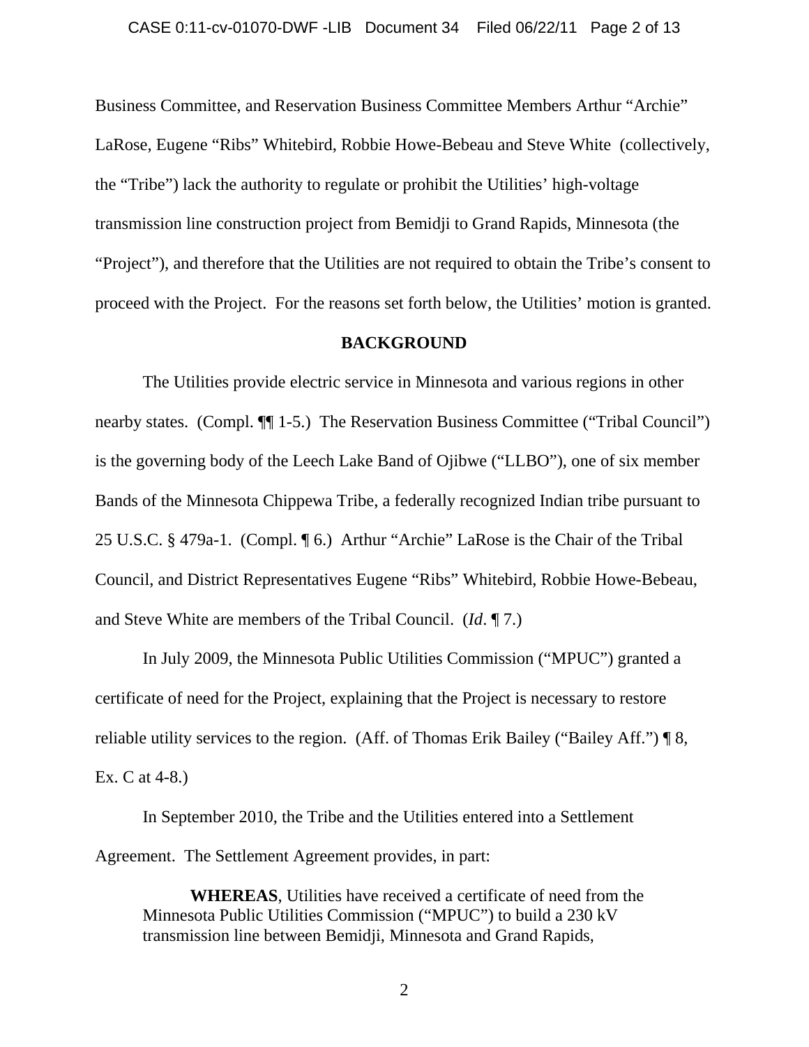Business Committee, and Reservation Business Committee Members Arthur "Archie" LaRose, Eugene "Ribs" Whitebird, Robbie Howe-Bebeau and Steve White (collectively, the "Tribe") lack the authority to regulate or prohibit the Utilities' high-voltage transmission line construction project from Bemidji to Grand Rapids, Minnesota (the "Project"), and therefore that the Utilities are not required to obtain the Tribe's consent to proceed with the Project. For the reasons set forth below, the Utilities' motion is granted.

## BACKGROUND

The Utilities provide electric service in Minnesota and various regions in other nearby states. (Compl. ¶¶ 1-5.) The Reservation Business Committee ("Tribal Council") is the governing body of the Leech Lake Band of Ojibwe ("LLBO"), one of six member Bands of the Minnesota Chippewa Tribe, a federally recognized Indian tribe pursuant to 25 U.S.C. § 479a-1. (Compl. ¶ 6.) Arthur "Archie" LaRose is the Chair of the Tribal Council, and District Representatives Eugene "Ribs" Whitebird, Robbie Howe-Bebeau, and Steve White are members of the Tribal Council. (*Id*. ¶ 7.)

In July 2009, the Minnesota Public Utilities Commission ("MPUC") granted a certificate of need for the Project, explaining that the Project is necessary to restore reliable utility services to the region. (Aff. of Thomas Erik Bailey ("Bailey Aff.") ¶ 8, Ex. C at 4-8.)

In September 2010, the Tribe and the Utilities entered into a Settlement Agreement. The Settlement Agreement provides, in part:

> **WHEREAS**, Utilities have received a certificate of need from the Minnesota Public Utilities Commission ("MPUC") to build a 230 kV transmission line between Bemidji, Minnesota and Grand Rapids,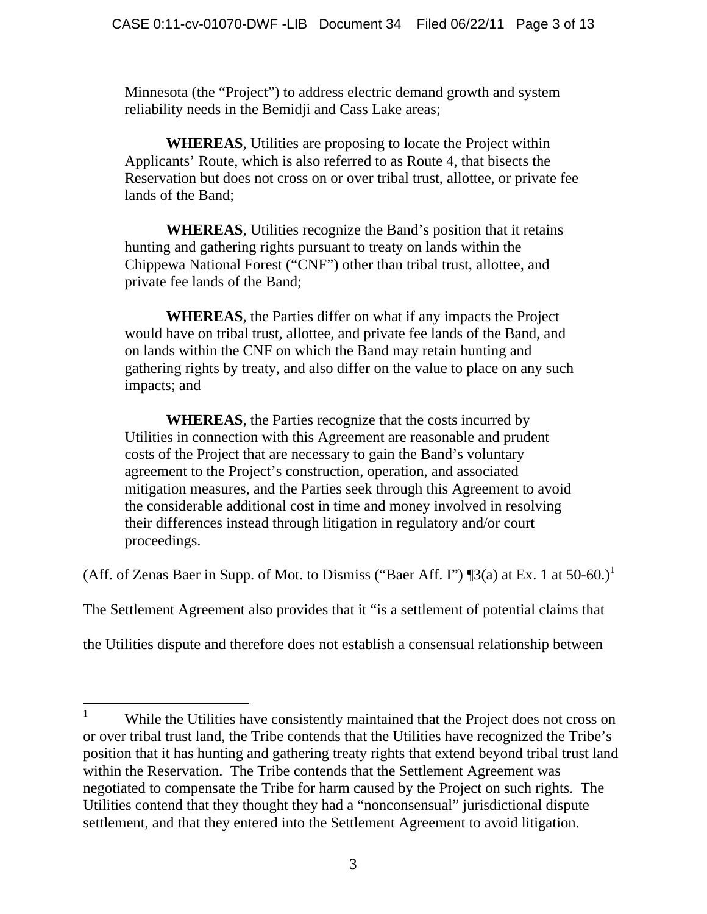Minnesota (the "Project") to address electric demand growth and system reliability needs in the Bemidji and Cass Lake areas;

> **WHEREAS**, Utilities are proposing to locate the Project within Applicants' Route, which is also referred to as Route 4, that bisects the Reservation but does not cross on or over tribal trust, allottee, or private fee lands of the Band;
>
> **WHEREAS**, Utilities recognize the Band's position that it retains hunting and gathering rights pursuant to treaty on lands within the Chippewa National Forest ("CNF") other than tribal trust, allottee, and private fee lands of the Band;
>
> **WHEREAS**, the Parties differ on what if any impacts the Project would have on tribal trust, allottee, and private fee lands of the Band, and on lands within the CNF on which the Band may retain hunting and gathering rights by treaty, and also differ on the value to place on any such impacts; and
>
> **WHEREAS**, the Parties recognize that the costs incurred by Utilities in connection with this Agreement are reasonable and prudent costs of the Project that are necessary to gain the Band's voluntary agreement to the Project's construction, operation, and associated mitigation measures, and the Parties seek through this Agreement to avoid the considerable additional cost in time and money involved in resolving their differences instead through litigation in regulatory and/or court proceedings.

(Aff. of Zenas Baer in Supp. of Mot. to Dismiss ("Baer Aff. I") ¶3(a) at Ex. 1 at 50-60.)[1]

The Settlement Agreement also provides that it "is a settlement of potential claims that the Utilities dispute and therefore does not establish a consensual relationship between

---

[1] While the Utilities have consistently maintained that the Project does not cross on or over tribal trust land, the Tribe contends that the Utilities have recognized the Tribe's position that it has hunting and gathering treaty rights that extend beyond tribal trust land within the Reservation. The Tribe contends that the Settlement Agreement was negotiated to compensate the Tribe for harm caused by the Project on such rights. The Utilities contend that they thought they had a "nonconsensual" jurisdictional dispute settlement, and that they entered into the Settlement Agreement to avoid litigation.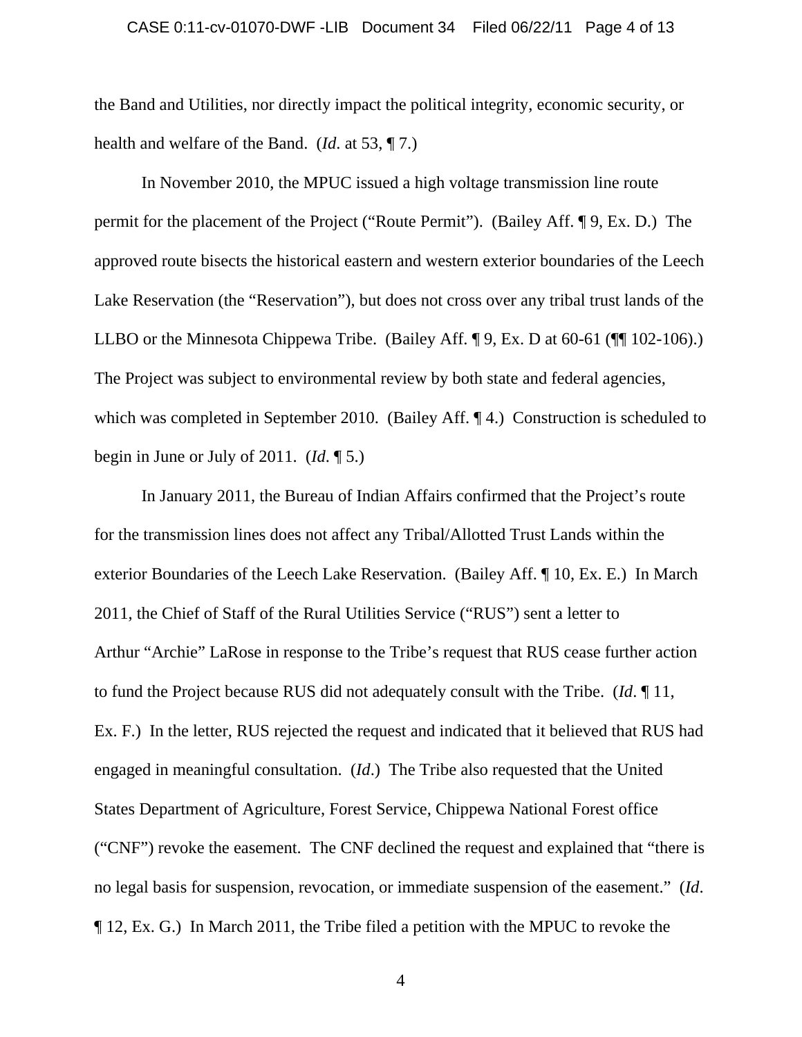the Band and Utilities, nor directly impact the political integrity, economic security, or health and welfare of the Band. (*Id*. at 53, ¶ 7.)

In November 2010, the MPUC issued a high voltage transmission line route permit for the placement of the Project ("Route Permit"). (Bailey Aff. ¶ 9, Ex. D.) The approved route bisects the historical eastern and western exterior boundaries of the Leech Lake Reservation (the "Reservation"), but does not cross over any tribal trust lands of the LLBO or the Minnesota Chippewa Tribe. (Bailey Aff. ¶ 9, Ex. D at 60-61 (¶¶ 102-106).) The Project was subject to environmental review by both state and federal agencies, which was completed in September 2010. (Bailey Aff. ¶ 4.) Construction is scheduled to begin in June or July of 2011. (*Id*. ¶ 5.)

In January 2011, the Bureau of Indian Affairs confirmed that the Project's route for the transmission lines does not affect any Tribal/Allotted Trust Lands within the exterior Boundaries of the Leech Lake Reservation. (Bailey Aff. ¶ 10, Ex. E.) In March 2011, the Chief of Staff of the Rural Utilities Service ("RUS") sent a letter to Arthur "Archie" LaRose in response to the Tribe's request that RUS cease further action to fund the Project because RUS did not adequately consult with the Tribe. (*Id*. ¶ 11, Ex. F.) In the letter, RUS rejected the request and indicated that it believed that RUS had engaged in meaningful consultation. (*Id*.) The Tribe also requested that the United States Department of Agriculture, Forest Service, Chippewa National Forest office ("CNF") revoke the easement. The CNF declined the request and explained that "there is no legal basis for suspension, revocation, or immediate suspension of the easement." (*Id*. ¶ 12, Ex. G.) In March 2011, the Tribe filed a petition with the MPUC to revoke the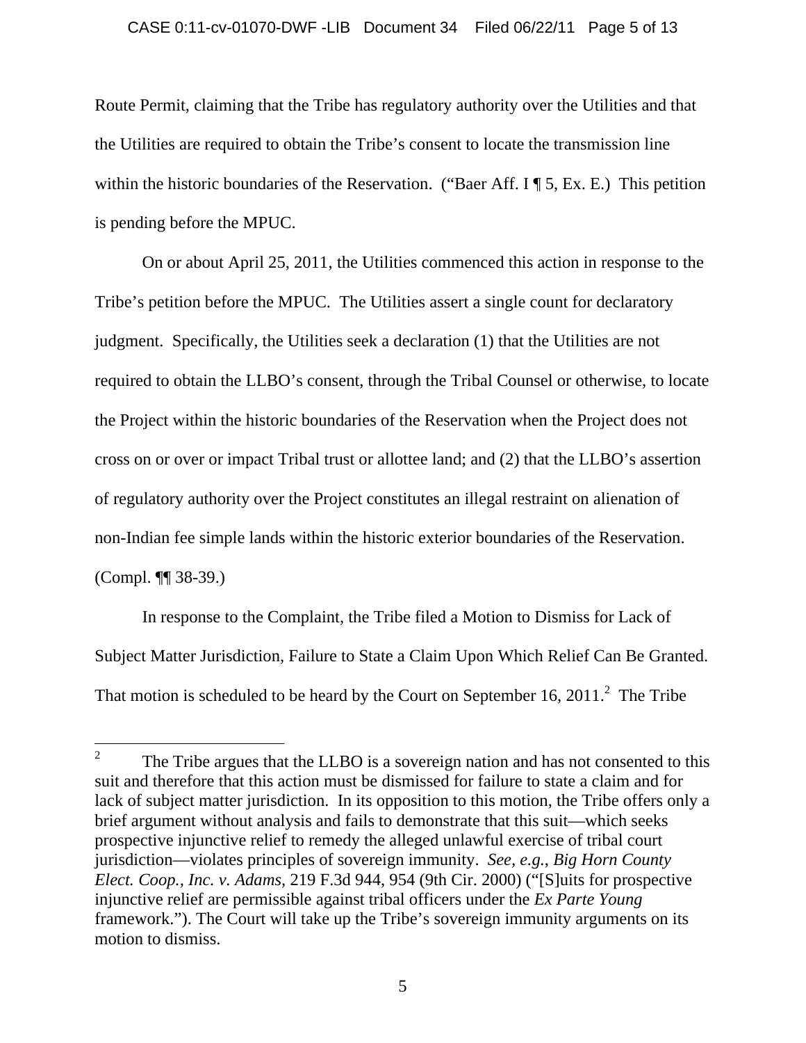Route Permit, claiming that the Tribe has regulatory authority over the Utilities and that the Utilities are required to obtain the Tribe's consent to locate the transmission line within the historic boundaries of the Reservation. ("Baer Aff. I ¶ 5, Ex. E.) This petition is pending before the MPUC.

On or about April 25, 2011, the Utilities commenced this action in response to the Tribe's petition before the MPUC. The Utilities assert a single count for declaratory judgment. Specifically, the Utilities seek a declaration (1) that the Utilities are not required to obtain the LLBO's consent, through the Tribal Counsel or otherwise, to locate the Project within the historic boundaries of the Reservation when the Project does not cross on or over or impact Tribal trust or allottee land; and (2) that the LLBO's assertion of regulatory authority over the Project constitutes an illegal restraint on alienation of non-Indian fee simple lands within the historic exterior boundaries of the Reservation. (Compl. ¶¶ 38-39.)

In response to the Complaint, the Tribe filed a Motion to Dismiss for Lack of Subject Matter Jurisdiction, Failure to State a Claim Upon Which Relief Can Be Granted. That motion is scheduled to be heard by the Court on September 16, 2011.[2] The Tribe

[2] The Tribe argues that the LLBO is a sovereign nation and has not consented to this suit and therefore that this action must be dismissed for failure to state a claim and for lack of subject matter jurisdiction. In its opposition to this motion, the Tribe offers only a brief argument without analysis and fails to demonstrate that this suit—which seeks prospective injunctive relief to remedy the alleged unlawful exercise of tribal court jurisdiction—violates principles of sovereign immunity. *See, e.g.*, *Big Horn County Elect. Coop., Inc. v. Adams*, 219 F.3d 944, 954 (9th Cir. 2000) ("[S]uits for prospective injunctive relief are permissible against tribal officers under the *Ex Parte Young* framework."). The Court will take up the Tribe's sovereign immunity arguments on its motion to dismiss.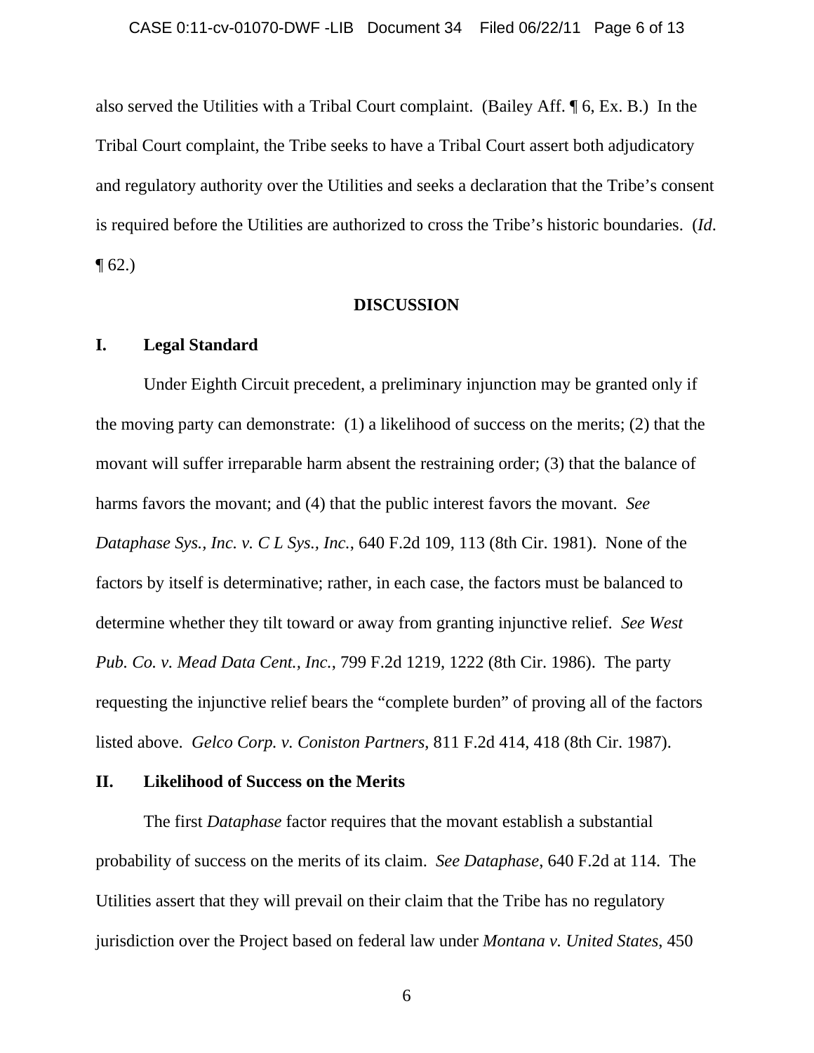also served the Utilities with a Tribal Court complaint. (Bailey Aff. ¶ 6, Ex. B.) In the Tribal Court complaint, the Tribe seeks to have a Tribal Court assert both adjudicatory and regulatory authority over the Utilities and seeks a declaration that the Tribe's consent is required before the Utilities are authorized to cross the Tribe's historic boundaries. (*Id*. ¶ 62.)

## DISCUSSION

### I. Legal Standard

Under Eighth Circuit precedent, a preliminary injunction may be granted only if the moving party can demonstrate: (1) a likelihood of success on the merits; (2) that the movant will suffer irreparable harm absent the restraining order; (3) that the balance of harms favors the movant; and (4) that the public interest favors the movant. *See Dataphase Sys., Inc. v. C L Sys., Inc.*, 640 F.2d 109, 113 (8th Cir. 1981). None of the factors by itself is determinative; rather, in each case, the factors must be balanced to determine whether they tilt toward or away from granting injunctive relief. *See West Pub. Co. v. Mead Data Cent., Inc.*, 799 F.2d 1219, 1222 (8th Cir. 1986). The party requesting the injunctive relief bears the "complete burden" of proving all of the factors listed above. *Gelco Corp. v. Coniston Partners*, 811 F.2d 414, 418 (8th Cir. 1987).

### II. Likelihood of Success on the Merits

The first *Dataphase* factor requires that the movant establish a substantial probability of success on the merits of its claim. *See Dataphase*, 640 F.2d at 114. The Utilities assert that they will prevail on their claim that the Tribe has no regulatory jurisdiction over the Project based on federal law under *Montana v. United States*, 450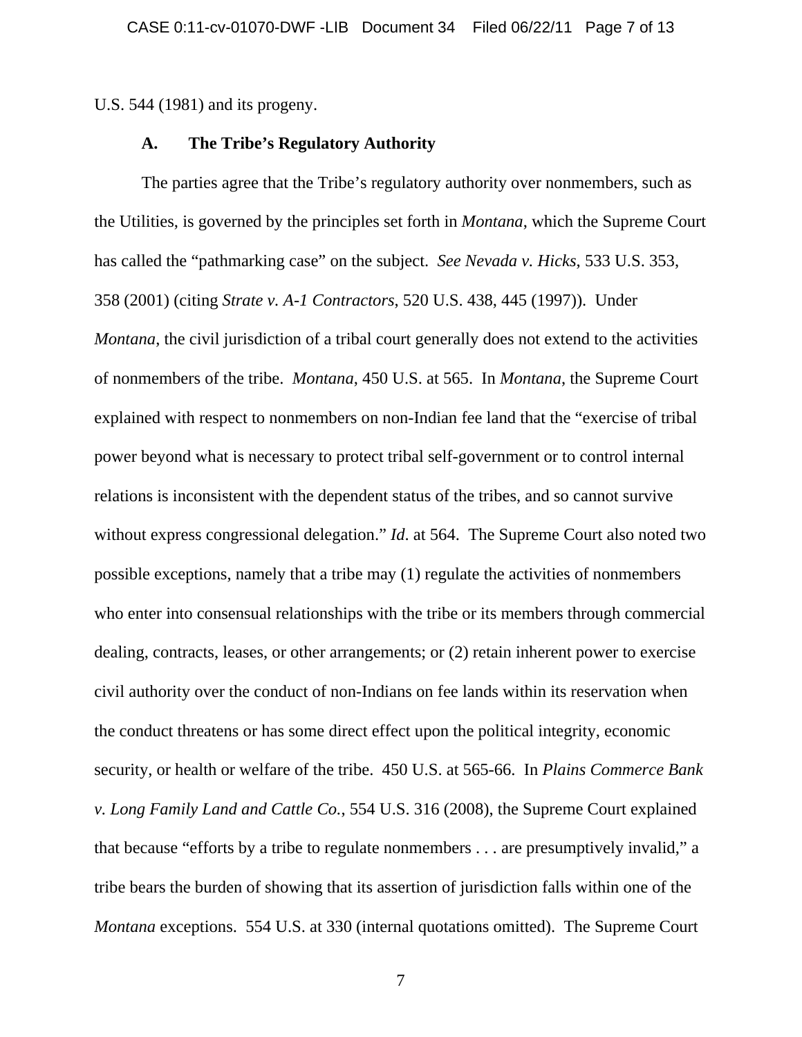U.S. 544 (1981) and its progeny.

### A. The Tribe's Regulatory Authority

The parties agree that the Tribe's regulatory authority over nonmembers, such as the Utilities, is governed by the principles set forth in *Montana*, which the Supreme Court has called the "pathmarking case" on the subject. *See Nevada v. Hicks*, 533 U.S. 353, 358 (2001) (citing *Strate v. A-1 Contractors*, 520 U.S. 438, 445 (1997)). Under *Montana*, the civil jurisdiction of a tribal court generally does not extend to the activities of nonmembers of the tribe. *Montana*, 450 U.S. at 565. In *Montana*, the Supreme Court explained with respect to nonmembers on non-Indian fee land that the "exercise of tribal power beyond what is necessary to protect tribal self-government or to control internal relations is inconsistent with the dependent status of the tribes, and so cannot survive without express congressional delegation." *Id*. at 564. The Supreme Court also noted two possible exceptions, namely that a tribe may (1) regulate the activities of nonmembers who enter into consensual relationships with the tribe or its members through commercial dealing, contracts, leases, or other arrangements; or (2) retain inherent power to exercise civil authority over the conduct of non-Indians on fee lands within its reservation when the conduct threatens or has some direct effect upon the political integrity, economic security, or health or welfare of the tribe. 450 U.S. at 565-66. In *Plains Commerce Bank v. Long Family Land and Cattle Co.*, 554 U.S. 316 (2008), the Supreme Court explained that because "efforts by a tribe to regulate nonmembers . . . are presumptively invalid," a tribe bears the burden of showing that its assertion of jurisdiction falls within one of the *Montana* exceptions. 554 U.S. at 330 (internal quotations omitted). The Supreme Court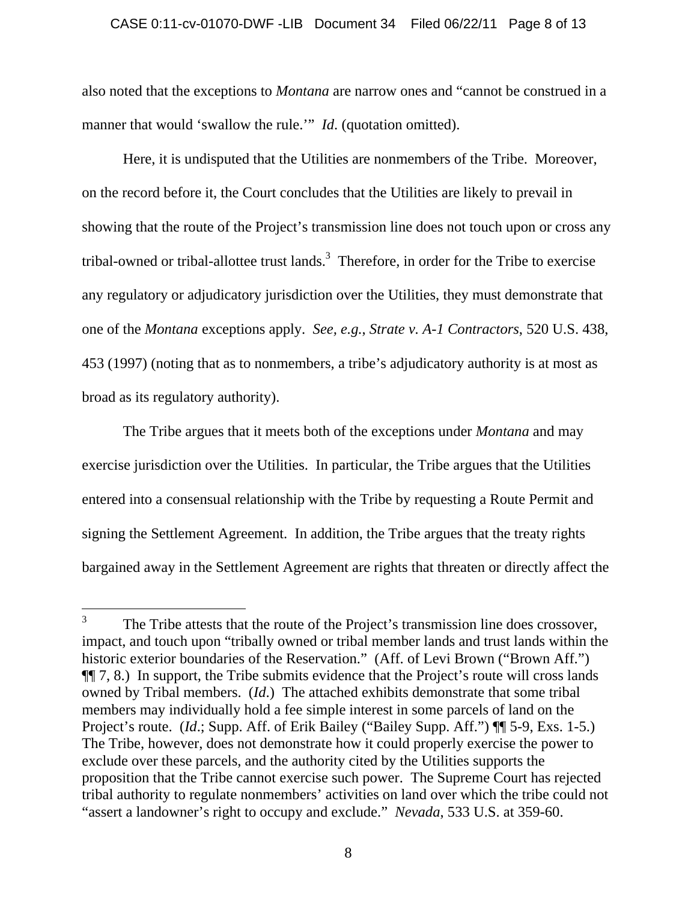also noted that the exceptions to *Montana* are narrow ones and "cannot be construed in a manner that would 'swallow the rule.'" *Id*. (quotation omitted).

Here, it is undisputed that the Utilities are nonmembers of the Tribe. Moreover, on the record before it, the Court concludes that the Utilities are likely to prevail in showing that the route of the Project's transmission line does not touch upon or cross any tribal-owned or tribal-allottee trust lands.[3] Therefore, in order for the Tribe to exercise any regulatory or adjudicatory jurisdiction over the Utilities, they must demonstrate that one of the *Montana* exceptions apply. *See, e.g.*, *Strate v. A-1 Contractors*, 520 U.S. 438, 453 (1997) (noting that as to nonmembers, a tribe's adjudicatory authority is at most as broad as its regulatory authority).

The Tribe argues that it meets both of the exceptions under *Montana* and may exercise jurisdiction over the Utilities. In particular, the Tribe argues that the Utilities entered into a consensual relationship with the Tribe by requesting a Route Permit and signing the Settlement Agreement. In addition, the Tribe argues that the treaty rights bargained away in the Settlement Agreement are rights that threaten or directly affect the

---

[3] The Tribe attests that the route of the Project's transmission line does crossover, impact, and touch upon "tribally owned or tribal member lands and trust lands within the historic exterior boundaries of the Reservation." (Aff. of Levi Brown ("Brown Aff.") ¶¶ 7, 8.) In support, the Tribe submits evidence that the Project's route will cross lands owned by Tribal members. (*Id*.) The attached exhibits demonstrate that some tribal members may individually hold a fee simple interest in some parcels of land on the Project's route. (*Id*.; Supp. Aff. of Erik Bailey ("Bailey Supp. Aff.") ¶¶ 5-9, Exs. 1-5.) The Tribe, however, does not demonstrate how it could properly exercise the power to exclude over these parcels, and the authority cited by the Utilities supports the proposition that the Tribe cannot exercise such power. The Supreme Court has rejected tribal authority to regulate nonmembers' activities on land over which the tribe could not "assert a landowner's right to occupy and exclude." *Nevada*, 533 U.S. at 359-60.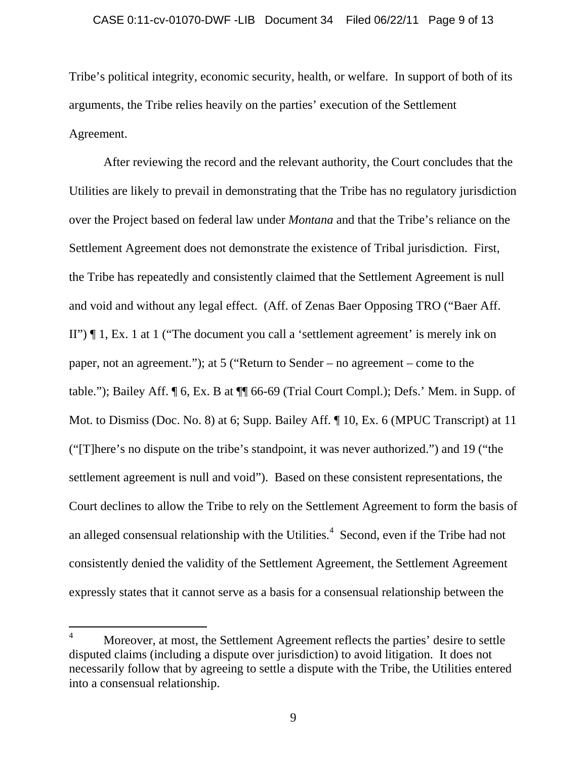Tribe's political integrity, economic security, health, or welfare. In support of both of its arguments, the Tribe relies heavily on the parties' execution of the Settlement Agreement.

After reviewing the record and the relevant authority, the Court concludes that the Utilities are likely to prevail in demonstrating that the Tribe has no regulatory jurisdiction over the Project based on federal law under *Montana* and that the Tribe's reliance on the Settlement Agreement does not demonstrate the existence of Tribal jurisdiction. First, the Tribe has repeatedly and consistently claimed that the Settlement Agreement is null and void and without any legal effect. (Aff. of Zenas Baer Opposing TRO ("Baer Aff. II") ¶ 1, Ex. 1 at 1 ("The document you call a 'settlement agreement' is merely ink on paper, not an agreement."); at 5 ("Return to Sender – no agreement – come to the table."); Bailey Aff. ¶ 6, Ex. B at ¶¶ 66-69 (Trial Court Compl.); Defs.' Mem. in Supp. of Mot. to Dismiss (Doc. No. 8) at 6; Supp. Bailey Aff. ¶ 10, Ex. 6 (MPUC Transcript) at 11 ("[T]here's no dispute on the tribe's standpoint, it was never authorized.") and 19 ("the settlement agreement is null and void"). Based on these consistent representations, the Court declines to allow the Tribe to rely on the Settlement Agreement to form the basis of an alleged consensual relationship with the Utilities.[4] Second, even if the Tribe had not consistently denied the validity of the Settlement Agreement, the Settlement Agreement expressly states that it cannot serve as a basis for a consensual relationship between the

[4] Moreover, at most, the Settlement Agreement reflects the parties' desire to settle disputed claims (including a dispute over jurisdiction) to avoid litigation. It does not necessarily follow that by agreeing to settle a dispute with the Tribe, the Utilities entered into a consensual relationship.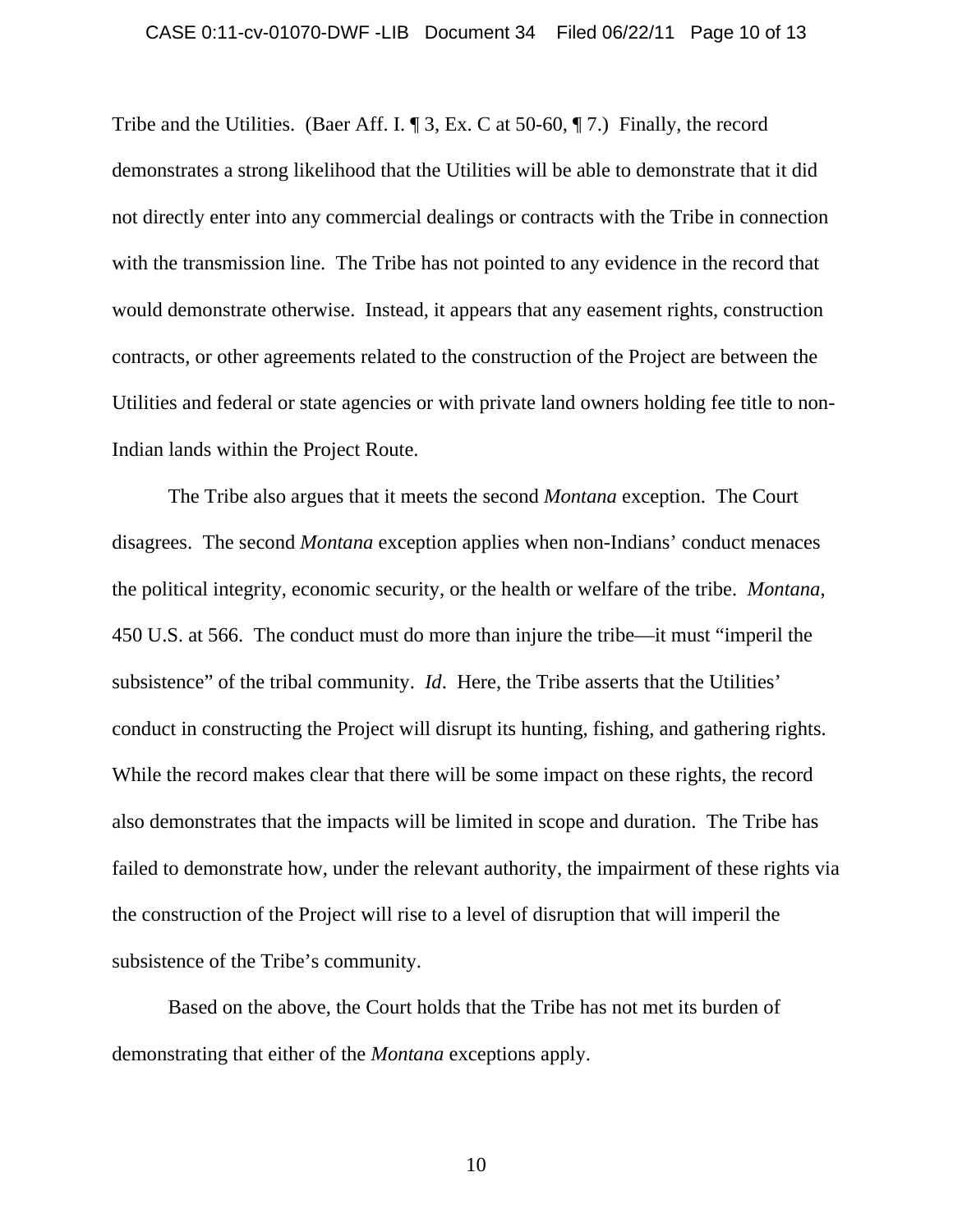Tribe and the Utilities. (Baer Aff. I. ¶ 3, Ex. C at 50-60, ¶ 7.) Finally, the record demonstrates a strong likelihood that the Utilities will be able to demonstrate that it did not directly enter into any commercial dealings or contracts with the Tribe in connection with the transmission line. The Tribe has not pointed to any evidence in the record that would demonstrate otherwise. Instead, it appears that any easement rights, construction contracts, or other agreements related to the construction of the Project are between the Utilities and federal or state agencies or with private land owners holding fee title to non-Indian lands within the Project Route.

The Tribe also argues that it meets the second *Montana* exception. The Court disagrees. The second *Montana* exception applies when non-Indians' conduct menaces the political integrity, economic security, or the health or welfare of the tribe. *Montana*, 450 U.S. at 566. The conduct must do more than injure the tribe—it must "imperil the subsistence" of the tribal community. *Id*. Here, the Tribe asserts that the Utilities' conduct in constructing the Project will disrupt its hunting, fishing, and gathering rights. While the record makes clear that there will be some impact on these rights, the record also demonstrates that the impacts will be limited in scope and duration. The Tribe has failed to demonstrate how, under the relevant authority, the impairment of these rights via the construction of the Project will rise to a level of disruption that will imperil the subsistence of the Tribe's community.

Based on the above, the Court holds that the Tribe has not met its burden of demonstrating that either of the *Montana* exceptions apply.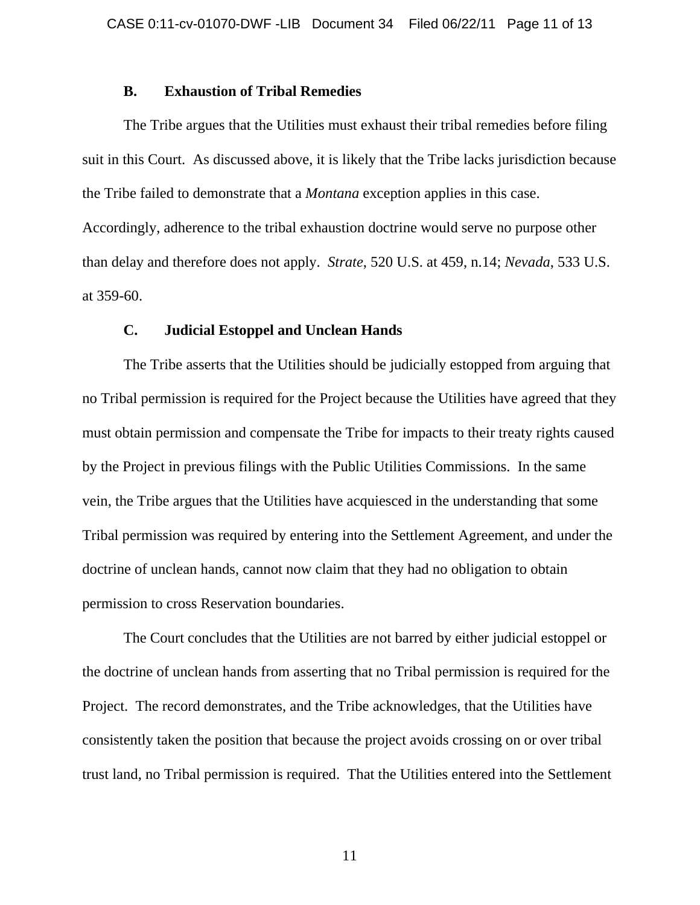### B. Exhaustion of Tribal Remedies

The Tribe argues that the Utilities must exhaust their tribal remedies before filing suit in this Court. As discussed above, it is likely that the Tribe lacks jurisdiction because the Tribe failed to demonstrate that a *Montana* exception applies in this case. Accordingly, adherence to the tribal exhaustion doctrine would serve no purpose other than delay and therefore does not apply. *Strate*, 520 U.S. at 459, n.14; *Nevada*, 533 U.S. at 359-60.

### C. Judicial Estoppel and Unclean Hands

The Tribe asserts that the Utilities should be judicially estopped from arguing that no Tribal permission is required for the Project because the Utilities have agreed that they must obtain permission and compensate the Tribe for impacts to their treaty rights caused by the Project in previous filings with the Public Utilities Commissions. In the same vein, the Tribe argues that the Utilities have acquiesced in the understanding that some Tribal permission was required by entering into the Settlement Agreement, and under the doctrine of unclean hands, cannot now claim that they had no obligation to obtain permission to cross Reservation boundaries.

The Court concludes that the Utilities are not barred by either judicial estoppel or the doctrine of unclean hands from asserting that no Tribal permission is required for the Project. The record demonstrates, and the Tribe acknowledges, that the Utilities have consistently taken the position that because the project avoids crossing on or over tribal trust land, no Tribal permission is required. That the Utilities entered into the Settlement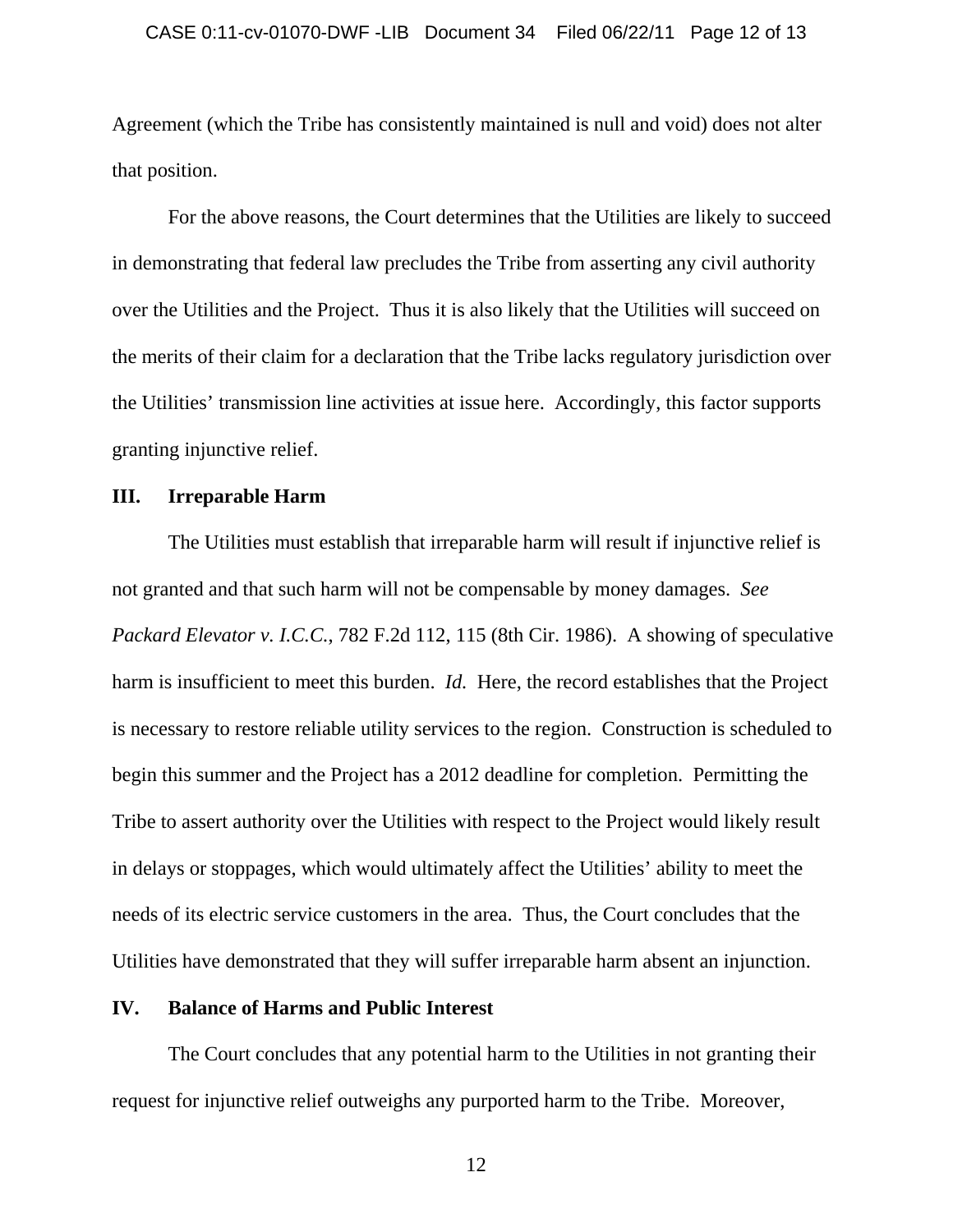Agreement (which the Tribe has consistently maintained is null and void) does not alter that position.

For the above reasons, the Court determines that the Utilities are likely to succeed in demonstrating that federal law precludes the Tribe from asserting any civil authority over the Utilities and the Project. Thus it is also likely that the Utilities will succeed on the merits of their claim for a declaration that the Tribe lacks regulatory jurisdiction over the Utilities' transmission line activities at issue here. Accordingly, this factor supports granting injunctive relief.

## III. Irreparable Harm

The Utilities must establish that irreparable harm will result if injunctive relief is not granted and that such harm will not be compensable by money damages. *See Packard Elevator v. I.C.C.*, 782 F.2d 112, 115 (8th Cir. 1986). A showing of speculative harm is insufficient to meet this burden. *Id.* Here, the record establishes that the Project is necessary to restore reliable utility services to the region. Construction is scheduled to begin this summer and the Project has a 2012 deadline for completion. Permitting the Tribe to assert authority over the Utilities with respect to the Project would likely result in delays or stoppages, which would ultimately affect the Utilities' ability to meet the needs of its electric service customers in the area. Thus, the Court concludes that the Utilities have demonstrated that they will suffer irreparable harm absent an injunction.

## IV. Balance of Harms and Public Interest

The Court concludes that any potential harm to the Utilities in not granting their request for injunctive relief outweighs any purported harm to the Tribe. Moreover,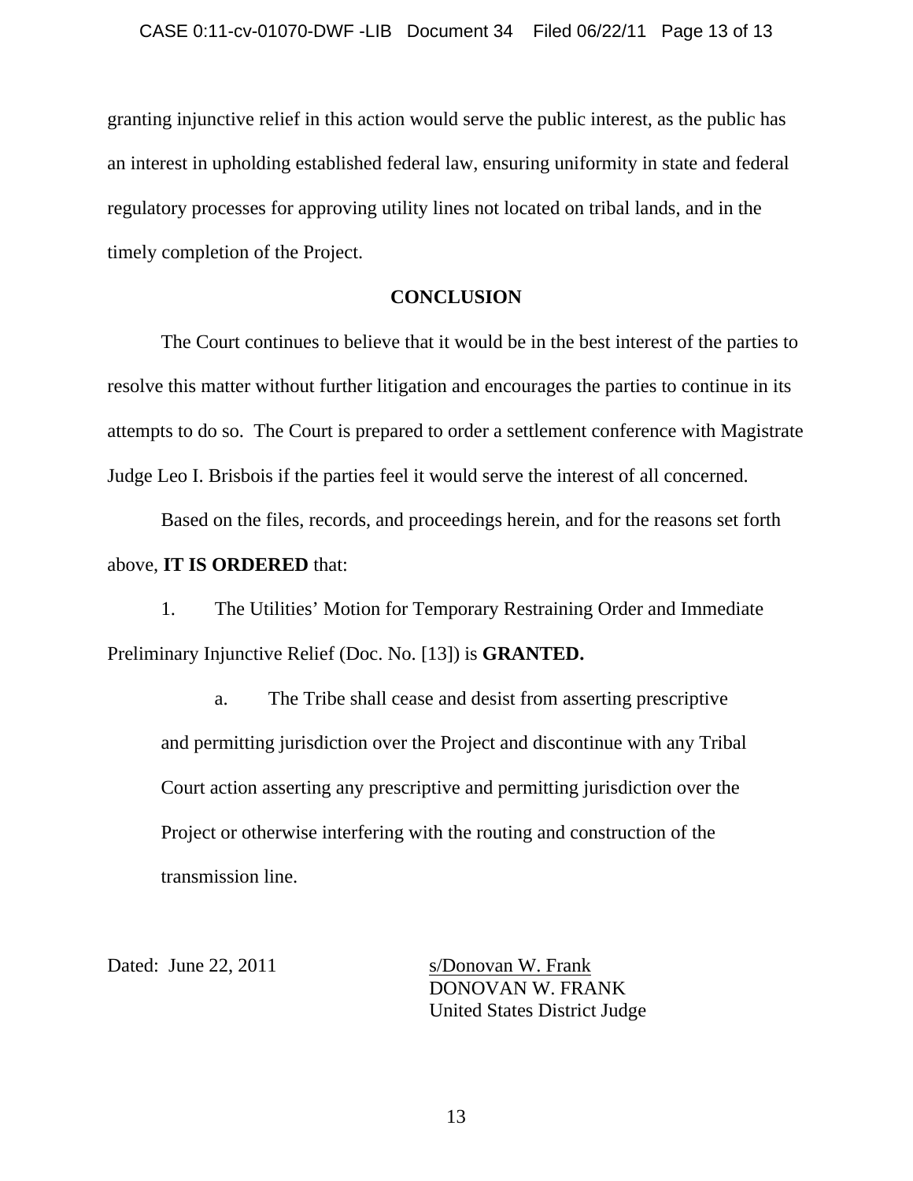granting injunctive relief in this action would serve the public interest, as the public has an interest in upholding established federal law, ensuring uniformity in state and federal regulatory processes for approving utility lines not located on tribal lands, and in the timely completion of the Project.

## CONCLUSION

The Court continues to believe that it would be in the best interest of the parties to resolve this matter without further litigation and encourages the parties to continue in its attempts to do so. The Court is prepared to order a settlement conference with Magistrate Judge Leo I. Brisbois if the parties feel it would serve the interest of all concerned.

Based on the files, records, and proceedings herein, and for the reasons set forth above, **IT IS ORDERED** that:

1. The Utilities' Motion for Temporary Restraining Order and Immediate Preliminary Injunctive Relief (Doc. No. [13]) is **GRANTED.**

   a. The Tribe shall cease and desist from asserting prescriptive and permitting jurisdiction over the Project and discontinue with any Tribal Court action asserting any prescriptive and permitting jurisdiction over the Project or otherwise interfering with the routing and construction of the transmission line.

Dated: June 22, 2011

s/Donovan W. Frank
DONOVAN W. FRANK
United States District Judge